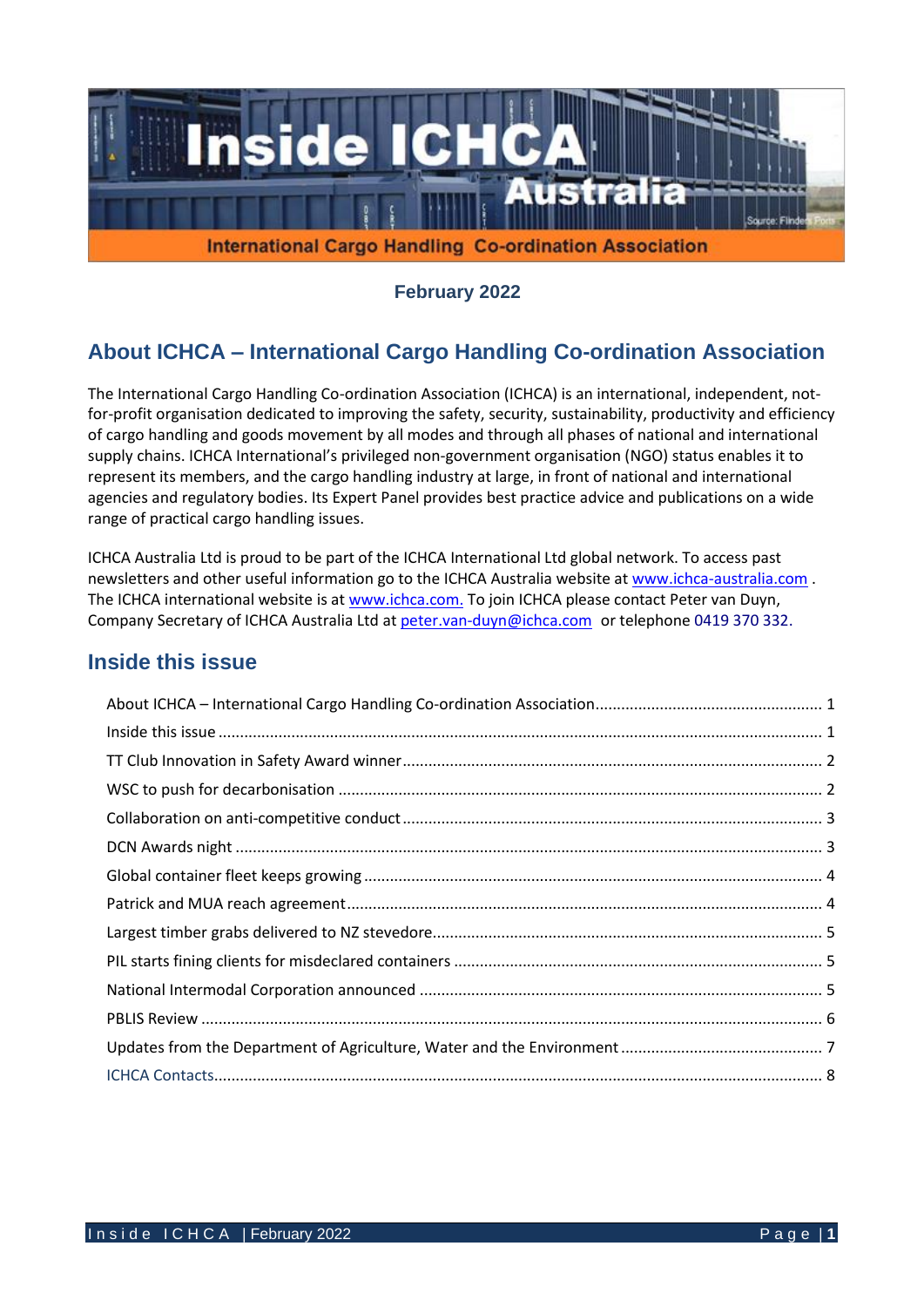# Inside ICHCA Australia

International Cargo Handling Co-ordination Association

Source: Flinders Ports

**February 2022**

## About ICHCA – International Cargo Handling Co-ordination Association

The International Cargo Handling Co-ordination Association (ICHCA) is an international, independent, not-for-profit organisation dedicated to improving the safety, security, sustainability, productivity and efficiency of cargo handling and goods movement by all modes and through all phases of national and international supply chains. ICHCA International's privileged non-government organisation (NGO) status enables it to represent its members, and the cargo handling industry at large, in front of national and international agencies and regulatory bodies. Its Expert Panel provides best practice advice and publications on a wide range of practical cargo handling issues.

ICHCA Australia Ltd is proud to be part of the ICHCA International Ltd global network. To access past newsletters and other useful information go to the ICHCA Australia website at www.ichca-australia.com . The ICHCA international website is at www.ichca.com. To join ICHCA please contact Peter van Duyn, Company Secretary of ICHCA Australia Ltd at peter.van-duyn@ichca.com or telephone 0419 370 332.

## Inside this issue

- About ICHCA – International Cargo Handling Co-ordination Association ..... 1
- Inside this issue ..... 1
- TT Club Innovation in Safety Award winner ..... 2
- WSC to push for decarbonisation ..... 2
- Collaboration on anti-competitive conduct ..... 3
- DCN Awards night ..... 3
- Global container fleet keeps growing ..... 4
- Patrick and MUA reach agreement ..... 4
- Largest timber grabs delivered to NZ stevedore ..... 5
- PIL starts fining clients for misdeclared containers ..... 5
- National Intermodal Corporation announced ..... 5
- PBLIS Review ..... 6
- Updates from the Department of Agriculture, Water and the Environment ..... 7
- ICHCA Contacts ..... 8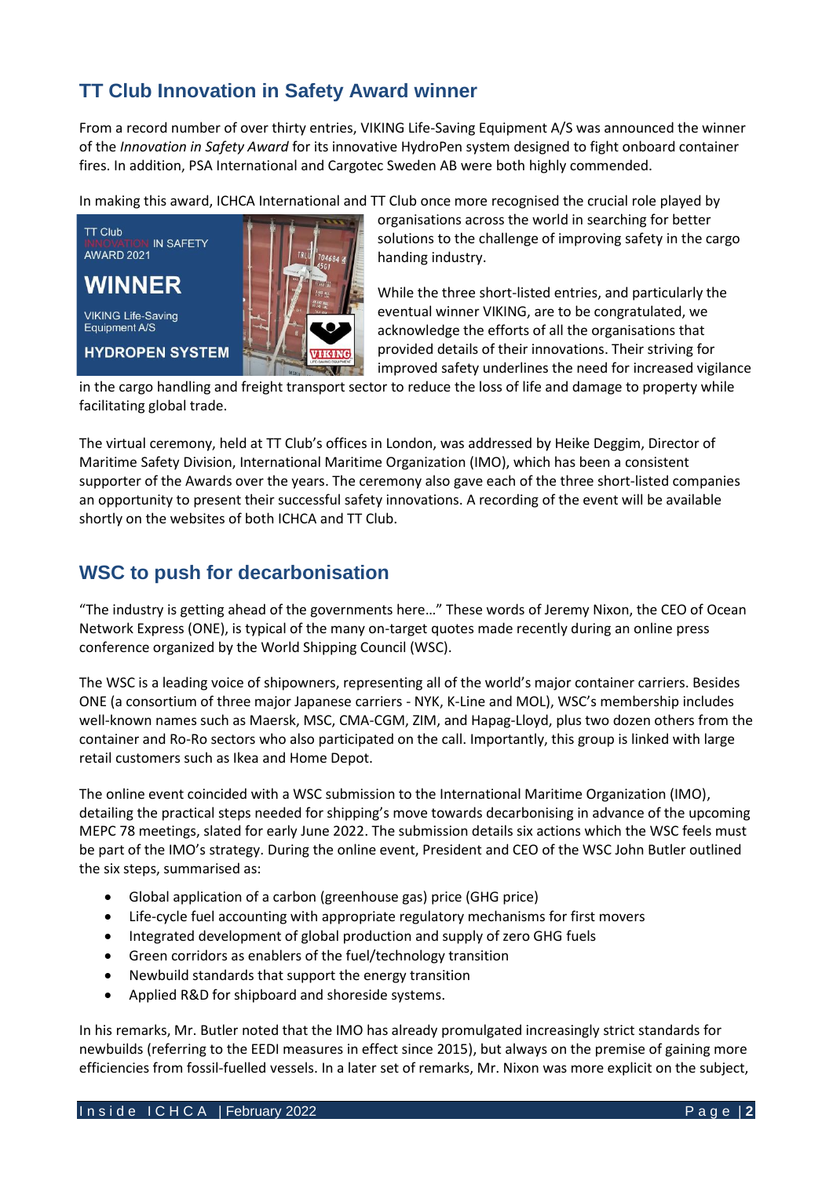## TT Club Innovation in Safety Award winner

From a record number of over thirty entries, VIKING Life-Saving Equipment A/S was announced the winner of the *Innovation in Safety Award* for its innovative HydroPen system designed to fight onboard container fires. In addition, PSA International and Cargotec Sweden AB were both highly commended.

In making this award, ICHCA International and TT Club once more recognised the crucial role played by organisations across the world in searching for better solutions to the challenge of improving safety in the cargo handing industry.

TT Club INNOVATION IN SAFETY AWARD 2021

WINNER

VIKING Life-Saving Equipment A/S

HYDROPEN SYSTEM

While the three short-listed entries, and particularly the eventual winner VIKING, are to be congratulated, we acknowledge the efforts of all the organisations that provided details of their innovations. Their striving for improved safety underlines the need for increased vigilance in the cargo handling and freight transport sector to reduce the loss of life and damage to property while facilitating global trade.

The virtual ceremony, held at TT Club's offices in London, was addressed by Heike Deggim, Director of Maritime Safety Division, International Maritime Organization (IMO), which has been a consistent supporter of the Awards over the years. The ceremony also gave each of the three short-listed companies an opportunity to present their successful safety innovations. A recording of the event will be available shortly on the websites of both ICHCA and TT Club.

## WSC to push for decarbonisation

"The industry is getting ahead of the governments here…" These words of Jeremy Nixon, the CEO of Ocean Network Express (ONE), is typical of the many on-target quotes made recently during an online press conference organized by the World Shipping Council (WSC).

The WSC is a leading voice of shipowners, representing all of the world's major container carriers. Besides ONE (a consortium of three major Japanese carriers - NYK, K-Line and MOL), WSC's membership includes well-known names such as Maersk, MSC, CMA-CGM, ZIM, and Hapag-Lloyd, plus two dozen others from the container and Ro-Ro sectors who also participated on the call. Importantly, this group is linked with large retail customers such as Ikea and Home Depot.

The online event coincided with a WSC submission to the International Maritime Organization (IMO), detailing the practical steps needed for shipping's move towards decarbonising in advance of the upcoming MEPC 78 meetings, slated for early June 2022. The submission details six actions which the WSC feels must be part of the IMO's strategy. During the online event, President and CEO of the WSC John Butler outlined the six steps, summarised as:

- Global application of a carbon (greenhouse gas) price (GHG price)
- Life-cycle fuel accounting with appropriate regulatory mechanisms for first movers
- Integrated development of global production and supply of zero GHG fuels
- Green corridors as enablers of the fuel/technology transition
- Newbuild standards that support the energy transition
- Applied R&D for shipboard and shoreside systems.

In his remarks, Mr. Butler noted that the IMO has already promulgated increasingly strict standards for newbuilds (referring to the EEDI measures in effect since 2015), but always on the premise of gaining more efficiencies from fossil-fuelled vessels. In a later set of remarks, Mr. Nixon was more explicit on the subject,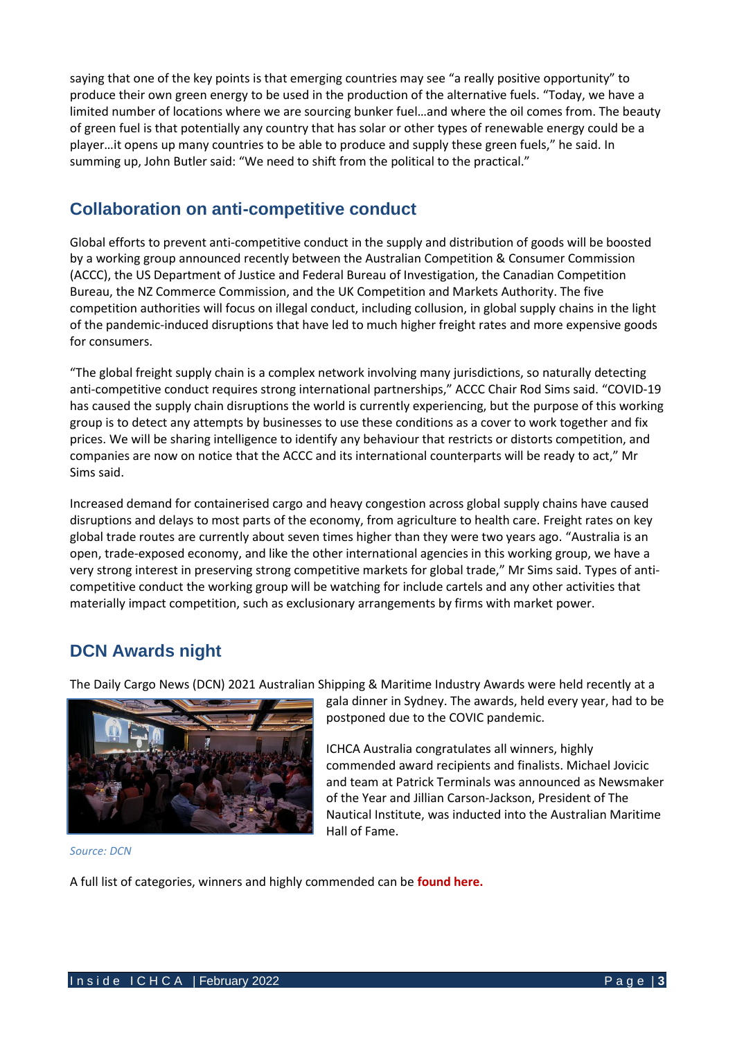saying that one of the key points is that emerging countries may see "a really positive opportunity" to produce their own green energy to be used in the production of the alternative fuels. "Today, we have a limited number of locations where we are sourcing bunker fuel…and where the oil comes from. The beauty of green fuel is that potentially any country that has solar or other types of renewable energy could be a player…it opens up many countries to be able to produce and supply these green fuels," he said. In summing up, John Butler said: "We need to shift from the political to the practical."

## Collaboration on anti-competitive conduct

Global efforts to prevent anti-competitive conduct in the supply and distribution of goods will be boosted by a working group announced recently between the Australian Competition & Consumer Commission (ACCC), the US Department of Justice and Federal Bureau of Investigation, the Canadian Competition Bureau, the NZ Commerce Commission, and the UK Competition and Markets Authority. The five competition authorities will focus on illegal conduct, including collusion, in global supply chains in the light of the pandemic-induced disruptions that have led to much higher freight rates and more expensive goods for consumers.

"The global freight supply chain is a complex network involving many jurisdictions, so naturally detecting anti-competitive conduct requires strong international partnerships," ACCC Chair Rod Sims said. "COVID-19 has caused the supply chain disruptions the world is currently experiencing, but the purpose of this working group is to detect any attempts by businesses to use these conditions as a cover to work together and fix prices. We will be sharing intelligence to identify any behaviour that restricts or distorts competition, and companies are now on notice that the ACCC and its international counterparts will be ready to act," Mr Sims said.

Increased demand for containerised cargo and heavy congestion across global supply chains have caused disruptions and delays to most parts of the economy, from agriculture to health care. Freight rates on key global trade routes are currently about seven times higher than they were two years ago. "Australia is an open, trade-exposed economy, and like the other international agencies in this working group, we have a very strong interest in preserving strong competitive markets for global trade," Mr Sims said. Types of anti-competitive conduct the working group will be watching for include cartels and any other activities that materially impact competition, such as exclusionary arrangements by firms with market power.

## DCN Awards night

The Daily Cargo News (DCN) 2021 Australian Shipping & Maritime Industry Awards were held recently at a gala dinner in Sydney. The awards, held every year, had to be postponed due to the COVIC pandemic.

ICHCA Australia congratulates all winners, highly commended award recipients and finalists. Michael Jovicic and team at Patrick Terminals was announced as Newsmaker of the Year and Jillian Carson-Jackson, President of The Nautical Institute, was inducted into the Australian Maritime Hall of Fame.

*Source: DCN*

A full list of categories, winners and highly commended can be **found here.**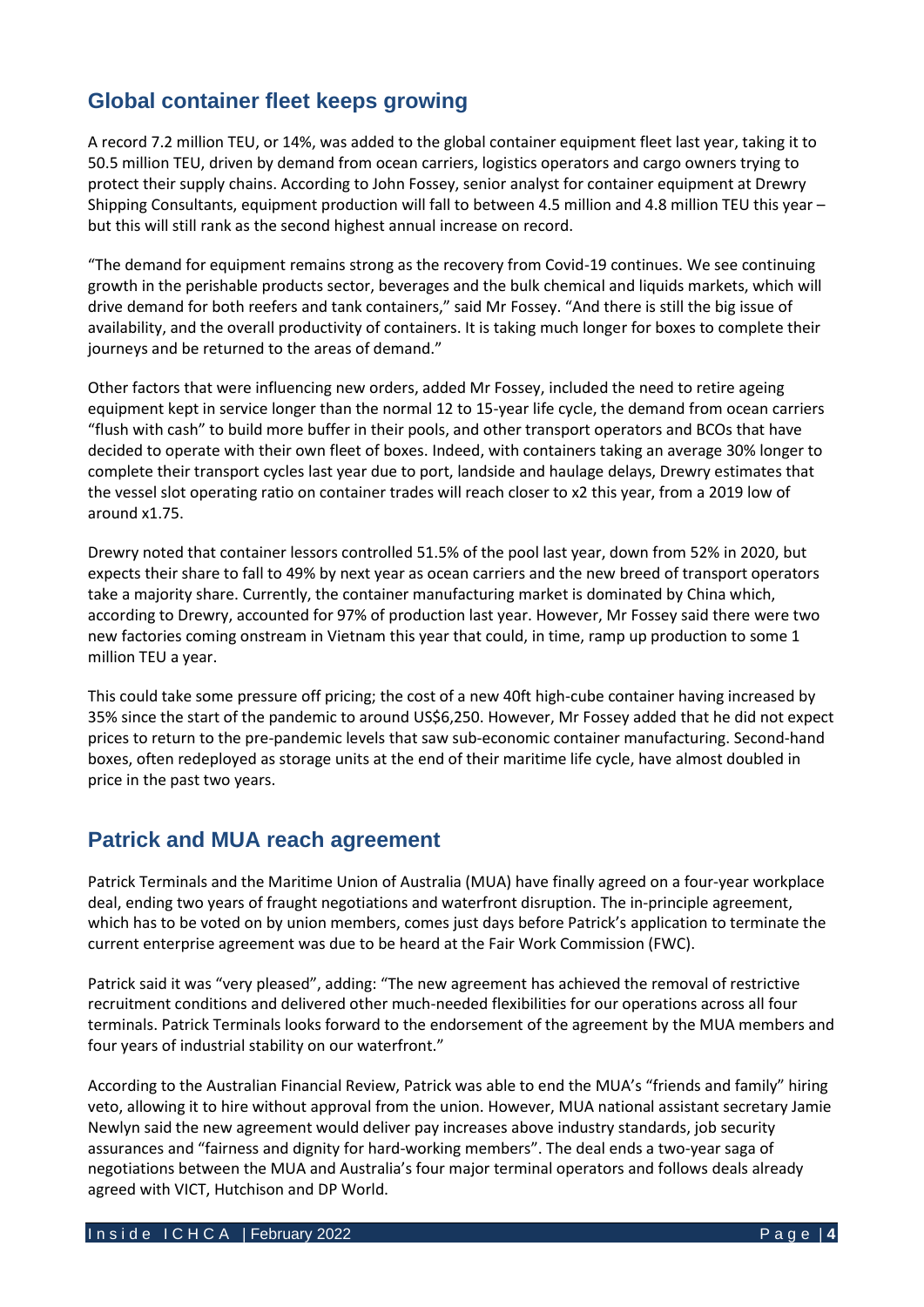## Global container fleet keeps growing

A record 7.2 million TEU, or 14%, was added to the global container equipment fleet last year, taking it to 50.5 million TEU, driven by demand from ocean carriers, logistics operators and cargo owners trying to protect their supply chains. According to John Fossey, senior analyst for container equipment at Drewry Shipping Consultants, equipment production will fall to between 4.5 million and 4.8 million TEU this year – but this will still rank as the second highest annual increase on record.

"The demand for equipment remains strong as the recovery from Covid-19 continues. We see continuing growth in the perishable products sector, beverages and the bulk chemical and liquids markets, which will drive demand for both reefers and tank containers," said Mr Fossey. "And there is still the big issue of availability, and the overall productivity of containers. It is taking much longer for boxes to complete their journeys and be returned to the areas of demand."

Other factors that were influencing new orders, added Mr Fossey, included the need to retire ageing equipment kept in service longer than the normal 12 to 15-year life cycle, the demand from ocean carriers "flush with cash" to build more buffer in their pools, and other transport operators and BCOs that have decided to operate with their own fleet of boxes. Indeed, with containers taking an average 30% longer to complete their transport cycles last year due to port, landside and haulage delays, Drewry estimates that the vessel slot operating ratio on container trades will reach closer to x2 this year, from a 2019 low of around x1.75.

Drewry noted that container lessors controlled 51.5% of the pool last year, down from 52% in 2020, but expects their share to fall to 49% by next year as ocean carriers and the new breed of transport operators take a majority share. Currently, the container manufacturing market is dominated by China which, according to Drewry, accounted for 97% of production last year. However, Mr Fossey said there were two new factories coming onstream in Vietnam this year that could, in time, ramp up production to some 1 million TEU a year.

This could take some pressure off pricing; the cost of a new 40ft high-cube container having increased by 35% since the start of the pandemic to around US$6,250. However, Mr Fossey added that he did not expect prices to return to the pre-pandemic levels that saw sub-economic container manufacturing. Second-hand boxes, often redeployed as storage units at the end of their maritime life cycle, have almost doubled in price in the past two years.

## Patrick and MUA reach agreement

Patrick Terminals and the Maritime Union of Australia (MUA) have finally agreed on a four-year workplace deal, ending two years of fraught negotiations and waterfront disruption. The in-principle agreement, which has to be voted on by union members, comes just days before Patrick's application to terminate the current enterprise agreement was due to be heard at the Fair Work Commission (FWC).

Patrick said it was "very pleased", adding: "The new agreement has achieved the removal of restrictive recruitment conditions and delivered other much-needed flexibilities for our operations across all four terminals. Patrick Terminals looks forward to the endorsement of the agreement by the MUA members and four years of industrial stability on our waterfront."

According to the Australian Financial Review, Patrick was able to end the MUA's "friends and family" hiring veto, allowing it to hire without approval from the union. However, MUA national assistant secretary Jamie Newlyn said the new agreement would deliver pay increases above industry standards, job security assurances and "fairness and dignity for hard-working members". The deal ends a two-year saga of negotiations between the MUA and Australia's four major terminal operators and follows deals already agreed with VICT, Hutchison and DP World.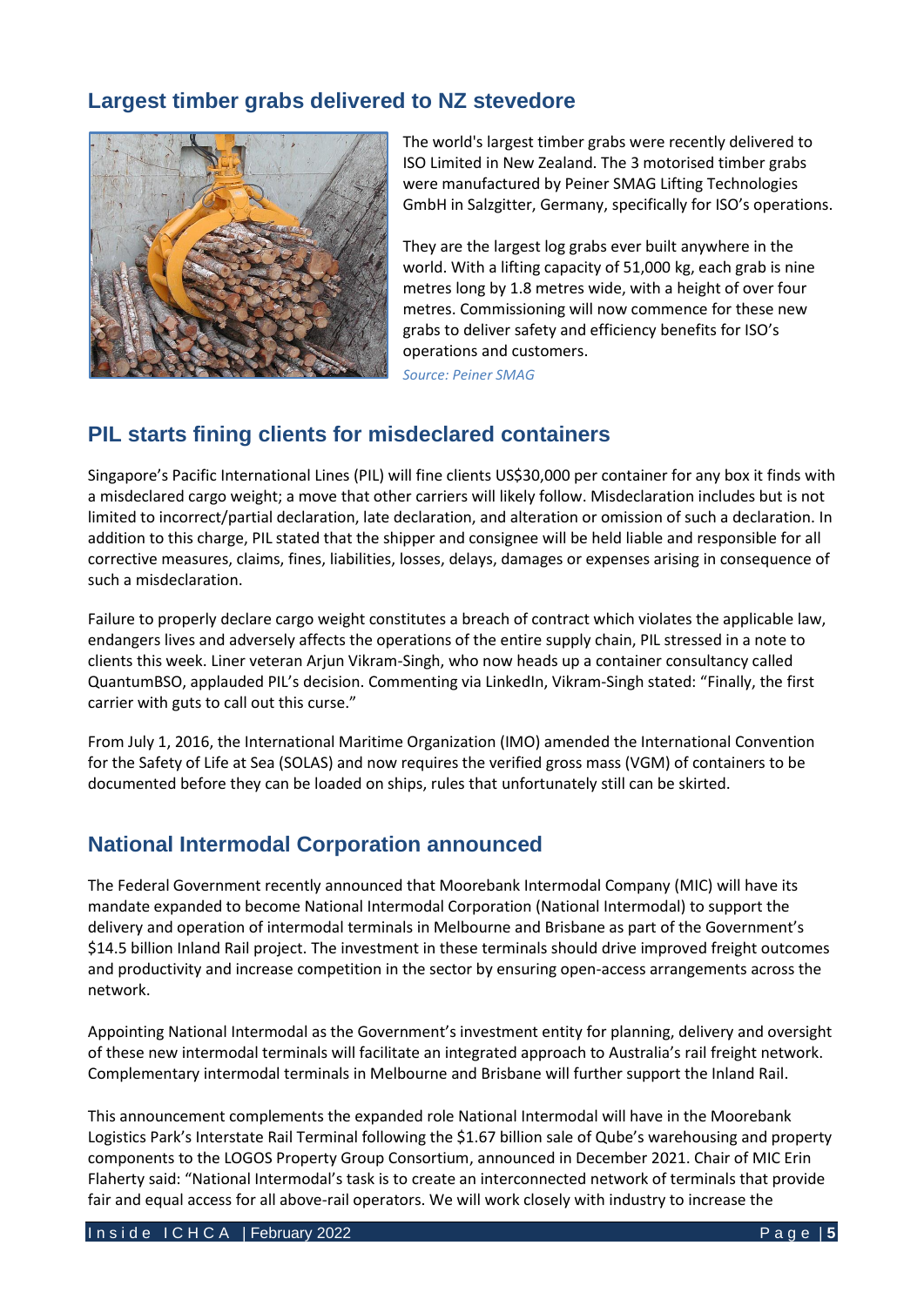## Largest timber grabs delivered to NZ stevedore

The world's largest timber grabs were recently delivered to ISO Limited in New Zealand. The 3 motorised timber grabs were manufactured by Peiner SMAG Lifting Technologies GmbH in Salzgitter, Germany, specifically for ISO's operations.

They are the largest log grabs ever built anywhere in the world. With a lifting capacity of 51,000 kg, each grab is nine metres long by 1.8 metres wide, with a height of over four metres. Commissioning will now commence for these new grabs to deliver safety and efficiency benefits for ISO's operations and customers.

*Source: Peiner SMAG*

## PIL starts fining clients for misdeclared containers

Singapore's Pacific International Lines (PIL) will fine clients US$30,000 per container for any box it finds with a misdeclared cargo weight; a move that other carriers will likely follow. Misdeclaration includes but is not limited to incorrect/partial declaration, late declaration, and alteration or omission of such a declaration. In addition to this charge, PIL stated that the shipper and consignee will be held liable and responsible for all corrective measures, claims, fines, liabilities, losses, delays, damages or expenses arising in consequence of such a misdeclaration.

Failure to properly declare cargo weight constitutes a breach of contract which violates the applicable law, endangers lives and adversely affects the operations of the entire supply chain, PIL stressed in a note to clients this week. Liner veteran Arjun Vikram-Singh, who now heads up a container consultancy called QuantumBSO, applauded PIL's decision. Commenting via LinkedIn, Vikram-Singh stated: "Finally, the first carrier with guts to call out this curse."

From July 1, 2016, the International Maritime Organization (IMO) amended the International Convention for the Safety of Life at Sea (SOLAS) and now requires the verified gross mass (VGM) of containers to be documented before they can be loaded on ships, rules that unfortunately still can be skirted.

## National Intermodal Corporation announced

The Federal Government recently announced that Moorebank Intermodal Company (MIC) will have its mandate expanded to become National Intermodal Corporation (National Intermodal) to support the delivery and operation of intermodal terminals in Melbourne and Brisbane as part of the Government's $14.5 billion Inland Rail project. The investment in these terminals should drive improved freight outcomes and productivity and increase competition in the sector by ensuring open-access arrangements across the network.

Appointing National Intermodal as the Government's investment entity for planning, delivery and oversight of these new intermodal terminals will facilitate an integrated approach to Australia's rail freight network. Complementary intermodal terminals in Melbourne and Brisbane will further support the Inland Rail.

This announcement complements the expanded role National Intermodal will have in the Moorebank Logistics Park's Interstate Rail Terminal following the $1.67 billion sale of Qube's warehousing and property components to the LOGOS Property Group Consortium, announced in December 2021. Chair of MIC Erin Flaherty said: "National Intermodal's task is to create an interconnected network of terminals that provide fair and equal access for all above-rail operators. We will work closely with industry to increase the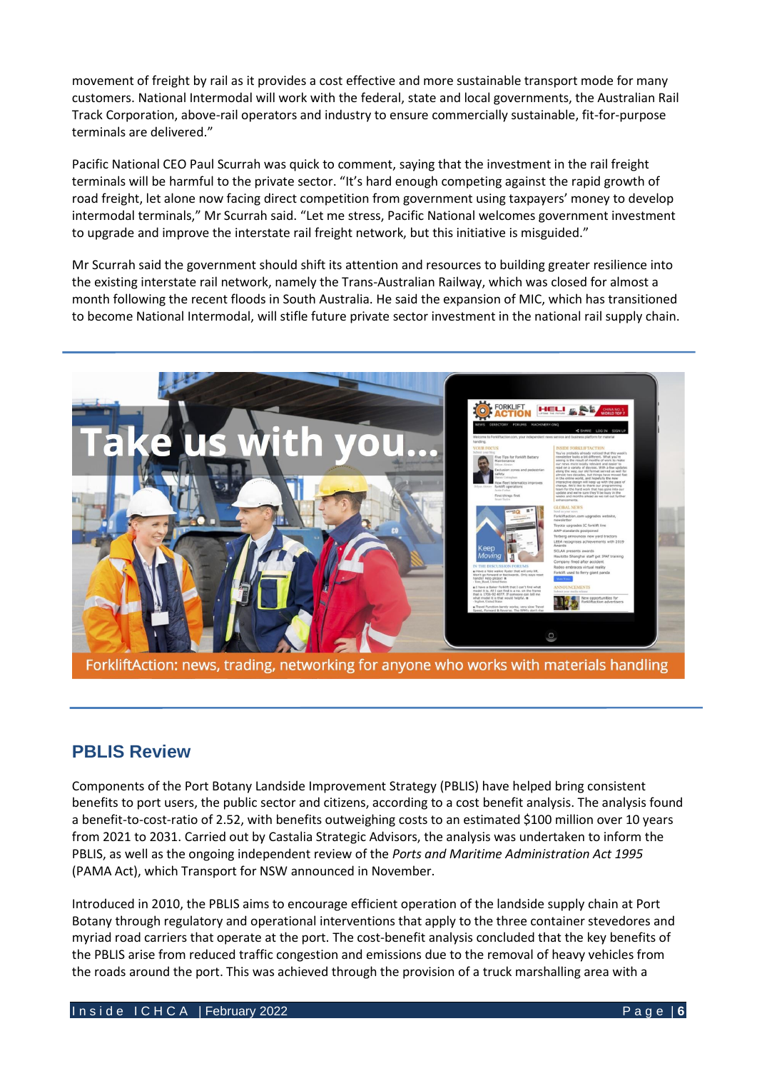movement of freight by rail as it provides a cost effective and more sustainable transport mode for many customers. National Intermodal will work with the federal, state and local governments, the Australian Rail Track Corporation, above-rail operators and industry to ensure commercially sustainable, fit-for-purpose terminals are delivered."

Pacific National CEO Paul Scurrah was quick to comment, saying that the investment in the rail freight terminals will be harmful to the private sector. "It's hard enough competing against the rapid growth of road freight, let alone now facing direct competition from government using taxpayers' money to develop intermodal terminals," Mr Scurrah said. "Let me stress, Pacific National welcomes government investment to upgrade and improve the interstate rail freight network, but this initiative is misguided."

Mr Scurrah said the government should shift its attention and resources to building greater resilience into the existing interstate rail network, namely the Trans-Australian Railway, which was closed for almost a month following the recent floods in South Australia. He said the expansion of MIC, which has transitioned to become National Intermodal, will stifle future private sector investment in the national rail supply chain.

Take us with you...

ForkliftAction: news, trading, networking for anyone who works with materials handling

## PBLIS Review

Components of the Port Botany Landside Improvement Strategy (PBLIS) have helped bring consistent benefits to port users, the public sector and citizens, according to a cost benefit analysis. The analysis found a benefit-to-cost-ratio of 2.52, with benefits outweighing costs to an estimated $100 million over 10 years from 2021 to 2031. Carried out by Castalia Strategic Advisors, the analysis was undertaken to inform the PBLIS, as well as the ongoing independent review of the *Ports and Maritime Administration Act 1995* (PAMA Act), which Transport for NSW announced in November.

Introduced in 2010, the PBLIS aims to encourage efficient operation of the landside supply chain at Port Botany through regulatory and operational interventions that apply to the three container stevedores and myriad road carriers that operate at the port. The cost-benefit analysis concluded that the key benefits of the PBLIS arise from reduced traffic congestion and emissions due to the removal of heavy vehicles from the roads around the port. This was achieved through the provision of a truck marshalling area with a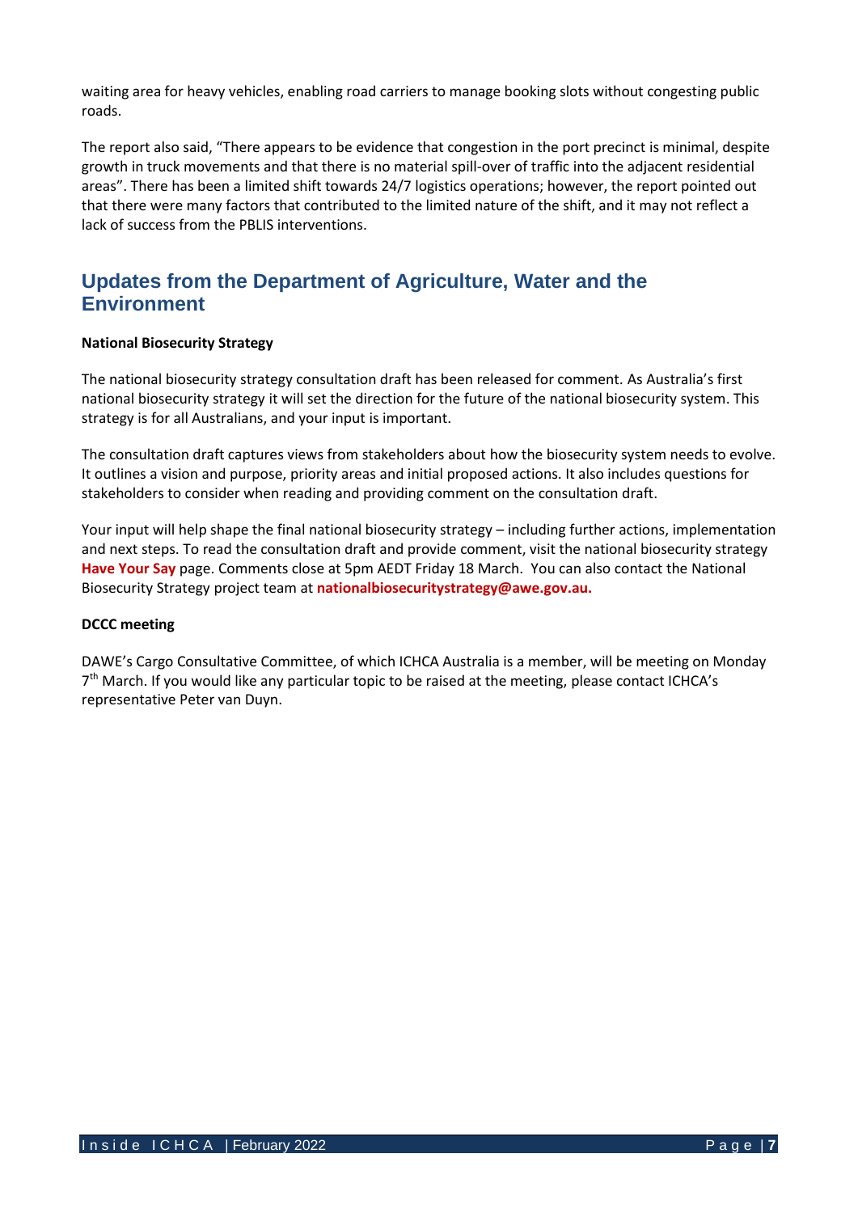waiting area for heavy vehicles, enabling road carriers to manage booking slots without congesting public roads.

The report also said, "There appears to be evidence that congestion in the port precinct is minimal, despite growth in truck movements and that there is no material spill-over of traffic into the adjacent residential areas". There has been a limited shift towards 24/7 logistics operations; however, the report pointed out that there were many factors that contributed to the limited nature of the shift, and it may not reflect a lack of success from the PBLIS interventions.

## Updates from the Department of Agriculture, Water and the Environment

**National Biosecurity Strategy**

The national biosecurity strategy consultation draft has been released for comment. As Australia's first national biosecurity strategy it will set the direction for the future of the national biosecurity system. This strategy is for all Australians, and your input is important.

The consultation draft captures views from stakeholders about how the biosecurity system needs to evolve. It outlines a vision and purpose, priority areas and initial proposed actions. It also includes questions for stakeholders to consider when reading and providing comment on the consultation draft.

Your input will help shape the final national biosecurity strategy – including further actions, implementation and next steps. To read the consultation draft and provide comment, visit the national biosecurity strategy **Have Your Say** page. Comments close at 5pm AEDT Friday 18 March. You can also contact the National Biosecurity Strategy project team at **nationalbiosecuritystrategy@awe.gov.au.**

**DCCC meeting**

DAWE's Cargo Consultative Committee, of which ICHCA Australia is a member, will be meeting on Monday 7th March. If you would like any particular topic to be raised at the meeting, please contact ICHCA's representative Peter van Duyn.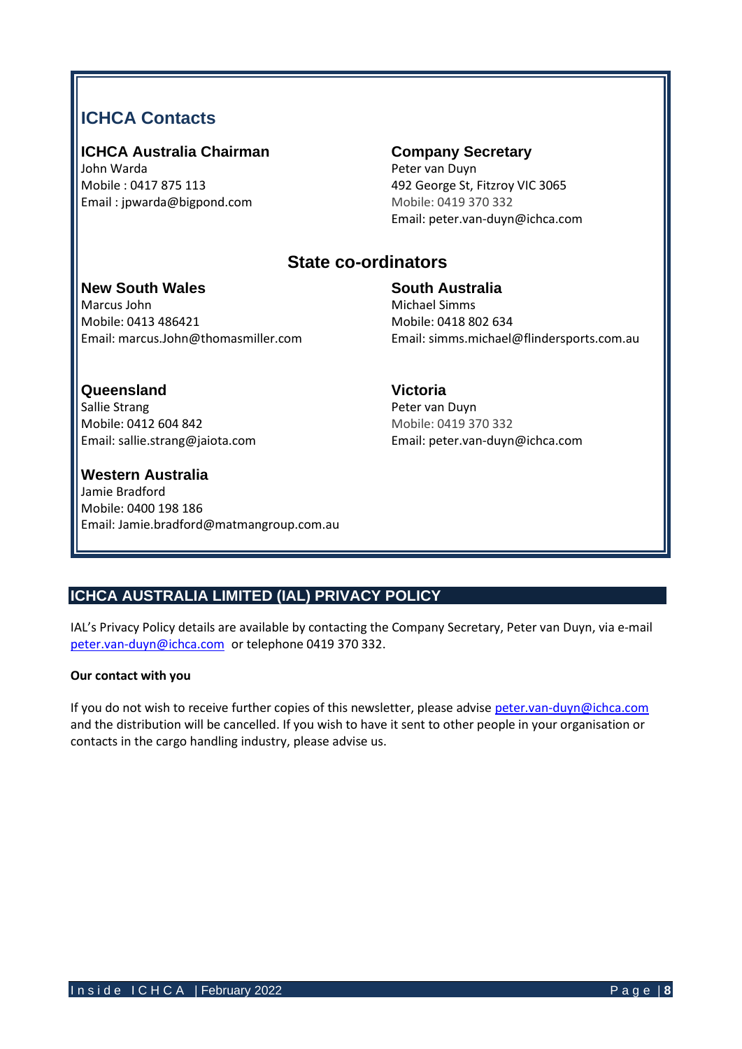## ICHCA Contacts

### ICHCA Australia Chairman

John Warda
Mobile : 0417 875 113
Email : jpwarda@bigpond.com

### Company Secretary

Peter van Duyn
492 George St, Fitzroy VIC 3065
Mobile: 0419 370 332
Email: peter.van-duyn@ichca.com

## State co-ordinators

### New South Wales

Marcus John
Mobile: 0413 486421
Email: marcus.John@thomasmiller.com

### South Australia

Michael Simms
Mobile: 0418 802 634
Email: simms.michael@flindersports.com.au

### Queensland

Sallie Strang
Mobile: 0412 604 842
Email: sallie.strang@jaiota.com

### Victoria

Peter van Duyn
Mobile: 0419 370 332
Email: peter.van-duyn@ichca.com

### Western Australia

Jamie Bradford
Mobile: 0400 198 186
Email: Jamie.bradford@matmangroup.com.au

## ICHCA AUSTRALIA LIMITED (IAL) PRIVACY POLICY

IAL's Privacy Policy details are available by contacting the Company Secretary, Peter van Duyn, via e-mail peter.van-duyn@ichca.com or telephone 0419 370 332.

**Our contact with you**

If you do not wish to receive further copies of this newsletter, please advise peter.van-duyn@ichca.com and the distribution will be cancelled. If you wish to have it sent to other people in your organisation or contacts in the cargo handling industry, please advise us.